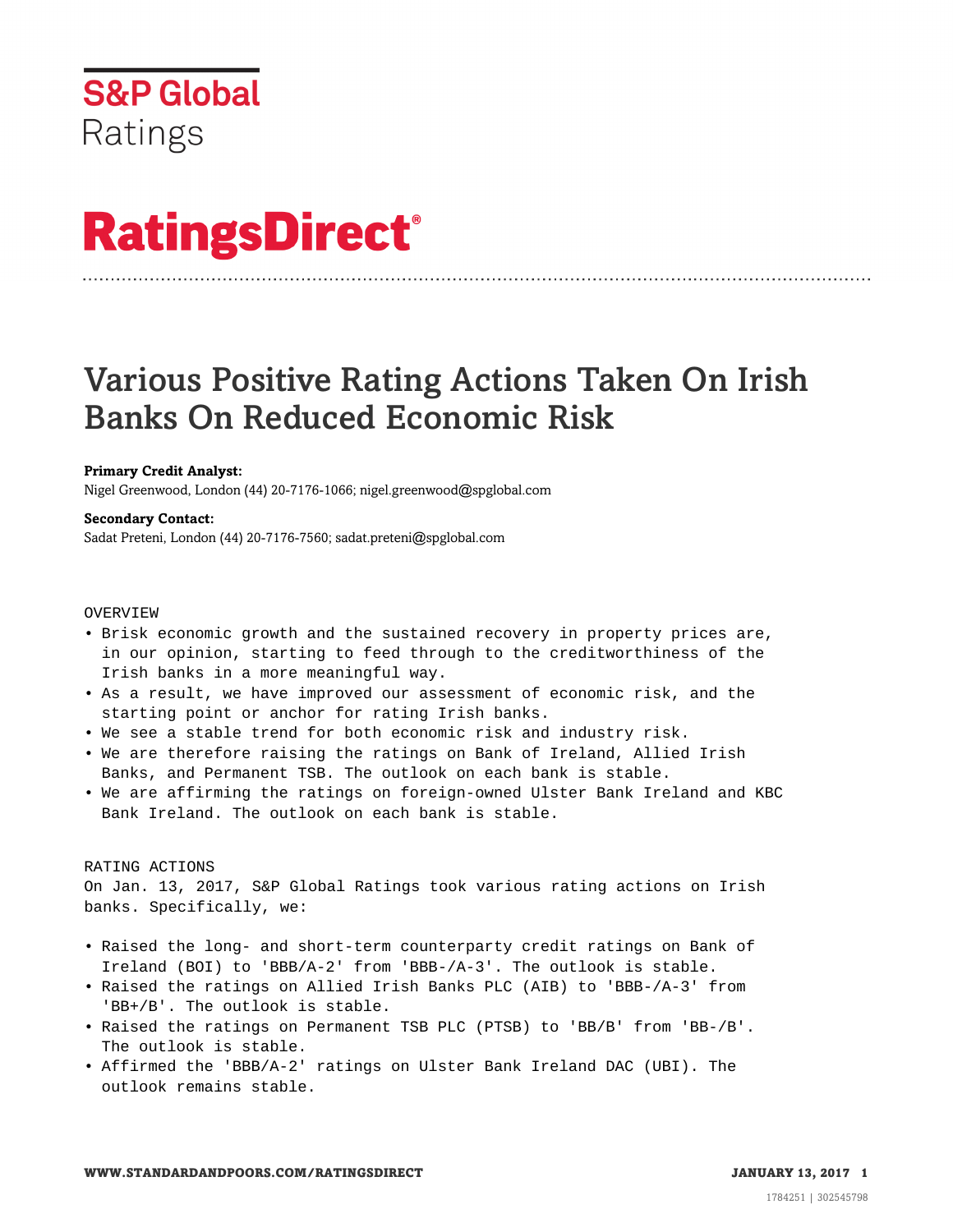S&P Global Ratings

# RatingsDirect®

# Various Positive Rating Actions Taken On Irish Banks On Reduced Economic Risk

**Primary Credit Analyst:**
Nigel Greenwood, London (44) 20-7176-1066; nigel.greenwood@spglobal.com

**Secondary Contact:**
Sadat Preteni, London (44) 20-7176-7560; sadat.preteni@spglobal.com

OVERVIEW

- Brisk economic growth and the sustained recovery in property prices are, in our opinion, starting to feed through to the creditworthiness of the Irish banks in a more meaningful way.
- As a result, we have improved our assessment of economic risk, and the starting point or anchor for rating Irish banks.
- We see a stable trend for both economic risk and industry risk.
- We are therefore raising the ratings on Bank of Ireland, Allied Irish Banks, and Permanent TSB. The outlook on each bank is stable.
- We are affirming the ratings on foreign-owned Ulster Bank Ireland and KBC Bank Ireland. The outlook on each bank is stable.

RATING ACTIONS

On Jan. 13, 2017, S&P Global Ratings took various rating actions on Irish banks. Specifically, we:

- Raised the long- and short-term counterparty credit ratings on Bank of Ireland (BOI) to 'BBB/A-2' from 'BBB-/A-3'. The outlook is stable.
- Raised the ratings on Allied Irish Banks PLC (AIB) to 'BBB-/A-3' from 'BB+/B'. The outlook is stable.
- Raised the ratings on Permanent TSB PLC (PTSB) to 'BB/B' from 'BB-/B'. The outlook is stable.
- Affirmed the 'BBB/A-2' ratings on Ulster Bank Ireland DAC (UBI). The outlook remains stable.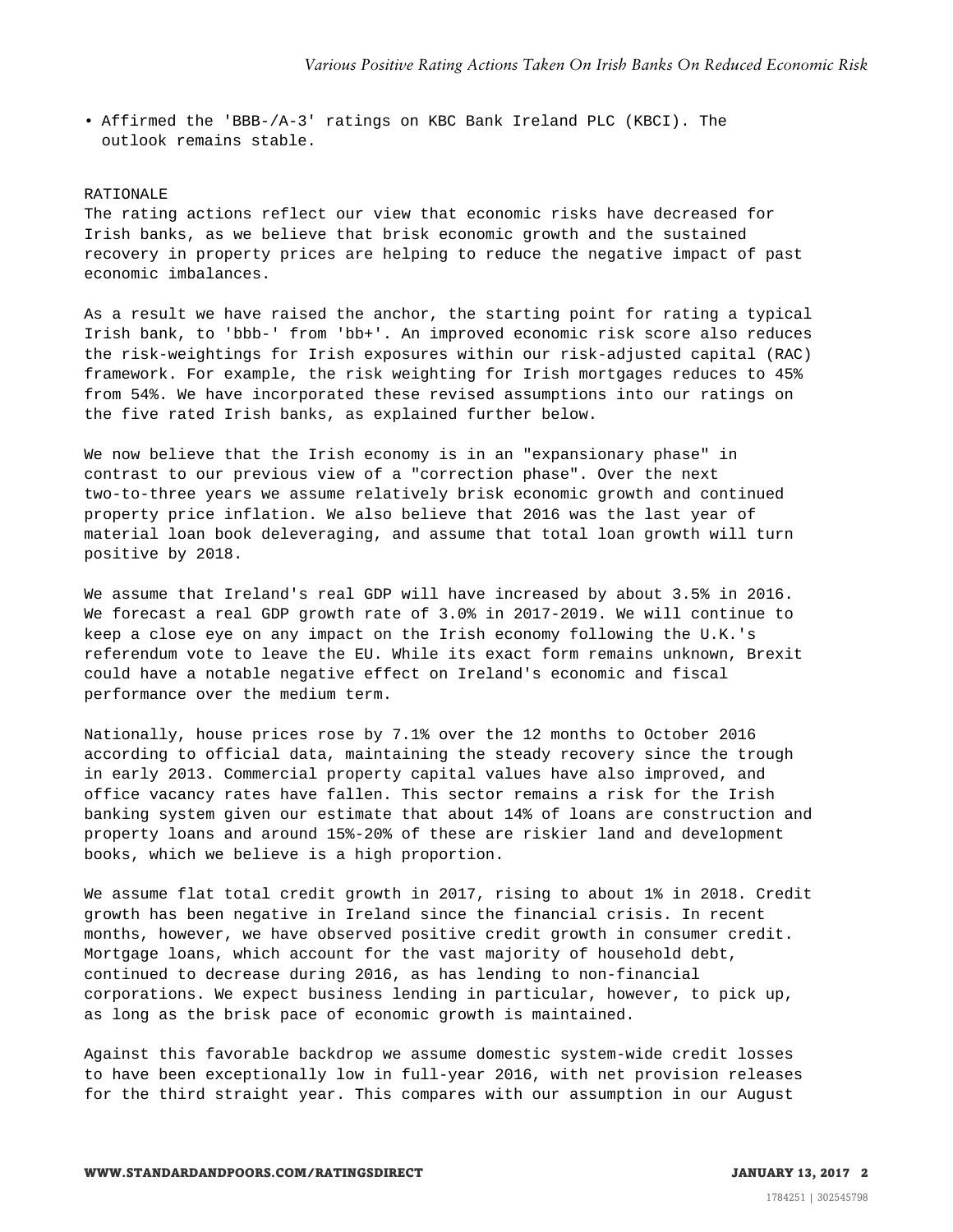- Affirmed the 'BBB-/A-3' ratings on KBC Bank Ireland PLC (KBCI). The outlook remains stable.

## RATIONALE

The rating actions reflect our view that economic risks have decreased for Irish banks, as we believe that brisk economic growth and the sustained recovery in property prices are helping to reduce the negative impact of past economic imbalances.

As a result we have raised the anchor, the starting point for rating a typical Irish bank, to 'bbb-' from 'bb+'. An improved economic risk score also reduces the risk-weightings for Irish exposures within our risk-adjusted capital (RAC) framework. For example, the risk weighting for Irish mortgages reduces to 45% from 54%. We have incorporated these revised assumptions into our ratings on the five rated Irish banks, as explained further below.

We now believe that the Irish economy is in an "expansionary phase" in contrast to our previous view of a "correction phase". Over the next two-to-three years we assume relatively brisk economic growth and continued property price inflation. We also believe that 2016 was the last year of material loan book deleveraging, and assume that total loan growth will turn positive by 2018.

We assume that Ireland's real GDP will have increased by about 3.5% in 2016. We forecast a real GDP growth rate of 3.0% in 2017-2019. We will continue to keep a close eye on any impact on the Irish economy following the U.K.'s referendum vote to leave the EU. While its exact form remains unknown, Brexit could have a notable negative effect on Ireland's economic and fiscal performance over the medium term.

Nationally, house prices rose by 7.1% over the 12 months to October 2016 according to official data, maintaining the steady recovery since the trough in early 2013. Commercial property capital values have also improved, and office vacancy rates have fallen. This sector remains a risk for the Irish banking system given our estimate that about 14% of loans are construction and property loans and around 15%-20% of these are riskier land and development books, which we believe is a high proportion.

We assume flat total credit growth in 2017, rising to about 1% in 2018. Credit growth has been negative in Ireland since the financial crisis. In recent months, however, we have observed positive credit growth in consumer credit. Mortgage loans, which account for the vast majority of household debt, continued to decrease during 2016, as has lending to non-financial corporations. We expect business lending in particular, however, to pick up, as long as the brisk pace of economic growth is maintained.

Against this favorable backdrop we assume domestic system-wide credit losses to have been exceptionally low in full-year 2016, with net provision releases for the third straight year. This compares with our assumption in our August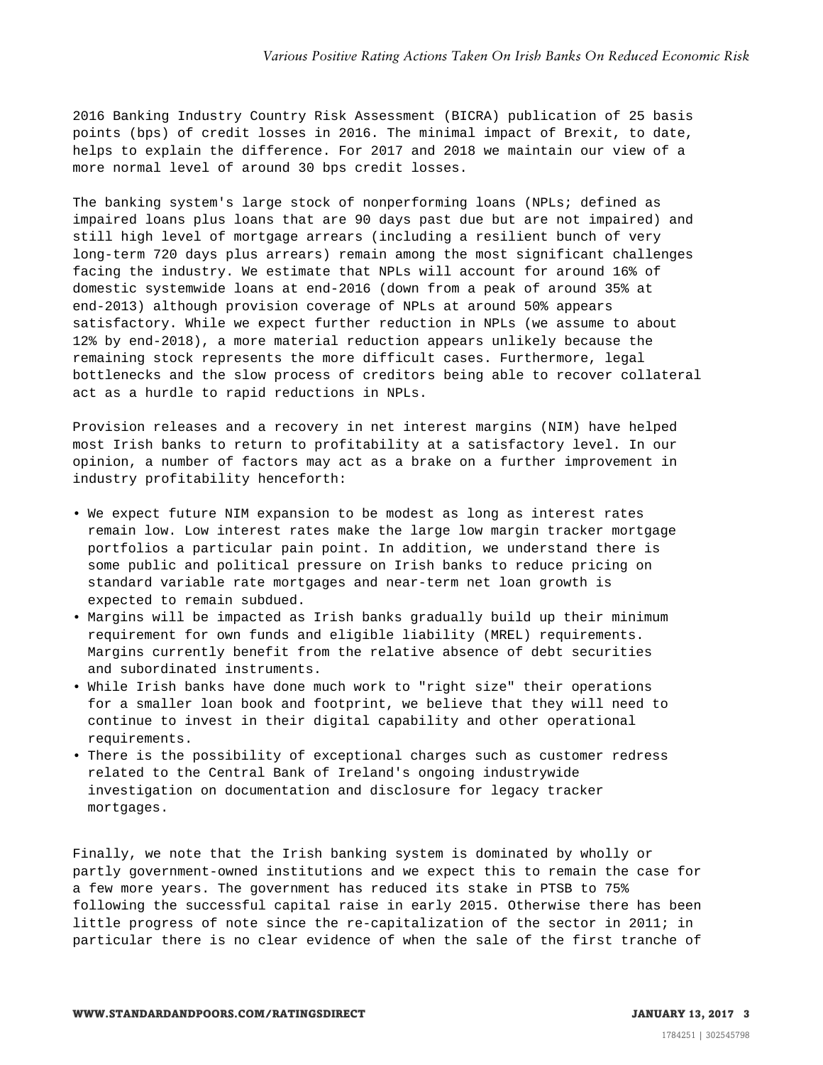2016 Banking Industry Country Risk Assessment (BICRA) publication of 25 basis points (bps) of credit losses in 2016. The minimal impact of Brexit, to date, helps to explain the difference. For 2017 and 2018 we maintain our view of a more normal level of around 30 bps credit losses.

The banking system's large stock of nonperforming loans (NPLs; defined as impaired loans plus loans that are 90 days past due but are not impaired) and still high level of mortgage arrears (including a resilient bunch of very long-term 720 days plus arrears) remain among the most significant challenges facing the industry. We estimate that NPLs will account for around 16% of domestic systemwide loans at end-2016 (down from a peak of around 35% at end-2013) although provision coverage of NPLs at around 50% appears satisfactory. While we expect further reduction in NPLs (we assume to about 12% by end-2018), a more material reduction appears unlikely because the remaining stock represents the more difficult cases. Furthermore, legal bottlenecks and the slow process of creditors being able to recover collateral act as a hurdle to rapid reductions in NPLs.

Provision releases and a recovery in net interest margins (NIM) have helped most Irish banks to return to profitability at a satisfactory level. In our opinion, a number of factors may act as a brake on a further improvement in industry profitability henceforth:

- We expect future NIM expansion to be modest as long as interest rates remain low. Low interest rates make the large low margin tracker mortgage portfolios a particular pain point. In addition, we understand there is some public and political pressure on Irish banks to reduce pricing on standard variable rate mortgages and near-term net loan growth is expected to remain subdued.
- Margins will be impacted as Irish banks gradually build up their minimum requirement for own funds and eligible liability (MREL) requirements. Margins currently benefit from the relative absence of debt securities and subordinated instruments.
- While Irish banks have done much work to "right size" their operations for a smaller loan book and footprint, we believe that they will need to continue to invest in their digital capability and other operational requirements.
- There is the possibility of exceptional charges such as customer redress related to the Central Bank of Ireland's ongoing industrywide investigation on documentation and disclosure for legacy tracker mortgages.

Finally, we note that the Irish banking system is dominated by wholly or partly government-owned institutions and we expect this to remain the case for a few more years. The government has reduced its stake in PTSB to 75% following the successful capital raise in early 2015. Otherwise there has been little progress of note since the re-capitalization of the sector in 2011; in particular there is no clear evidence of when the sale of the first tranche of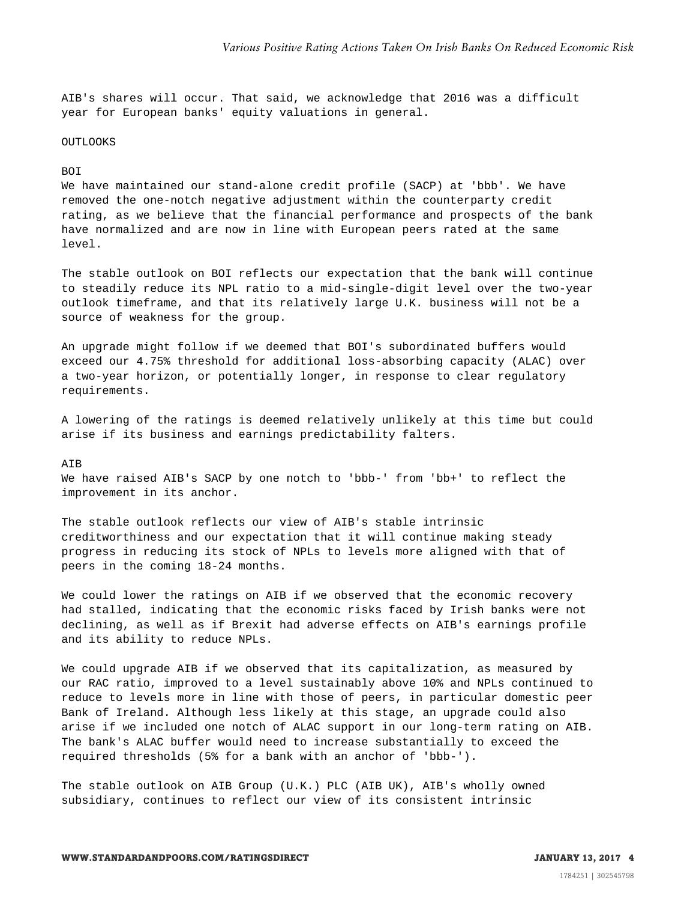AIB's shares will occur. That said, we acknowledge that 2016 was a difficult year for European banks' equity valuations in general.

## OUTLOOKS

### BOI

We have maintained our stand-alone credit profile (SACP) at 'bbb'. We have removed the one-notch negative adjustment within the counterparty credit rating, as we believe that the financial performance and prospects of the bank have normalized and are now in line with European peers rated at the same level.

The stable outlook on BOI reflects our expectation that the bank will continue to steadily reduce its NPL ratio to a mid-single-digit level over the two-year outlook timeframe, and that its relatively large U.K. business will not be a source of weakness for the group.

An upgrade might follow if we deemed that BOI's subordinated buffers would exceed our 4.75% threshold for additional loss-absorbing capacity (ALAC) over a two-year horizon, or potentially longer, in response to clear regulatory requirements.

A lowering of the ratings is deemed relatively unlikely at this time but could arise if its business and earnings predictability falters.

### AIB

We have raised AIB's SACP by one notch to 'bbb-' from 'bb+' to reflect the improvement in its anchor.

The stable outlook reflects our view of AIB's stable intrinsic creditworthiness and our expectation that it will continue making steady progress in reducing its stock of NPLs to levels more aligned with that of peers in the coming 18-24 months.

We could lower the ratings on AIB if we observed that the economic recovery had stalled, indicating that the economic risks faced by Irish banks were not declining, as well as if Brexit had adverse effects on AIB's earnings profile and its ability to reduce NPLs.

We could upgrade AIB if we observed that its capitalization, as measured by our RAC ratio, improved to a level sustainably above 10% and NPLs continued to reduce to levels more in line with those of peers, in particular domestic peer Bank of Ireland. Although less likely at this stage, an upgrade could also arise if we included one notch of ALAC support in our long-term rating on AIB. The bank's ALAC buffer would need to increase substantially to exceed the required thresholds (5% for a bank with an anchor of 'bbb-').

The stable outlook on AIB Group (U.K.) PLC (AIB UK), AIB's wholly owned subsidiary, continues to reflect our view of its consistent intrinsic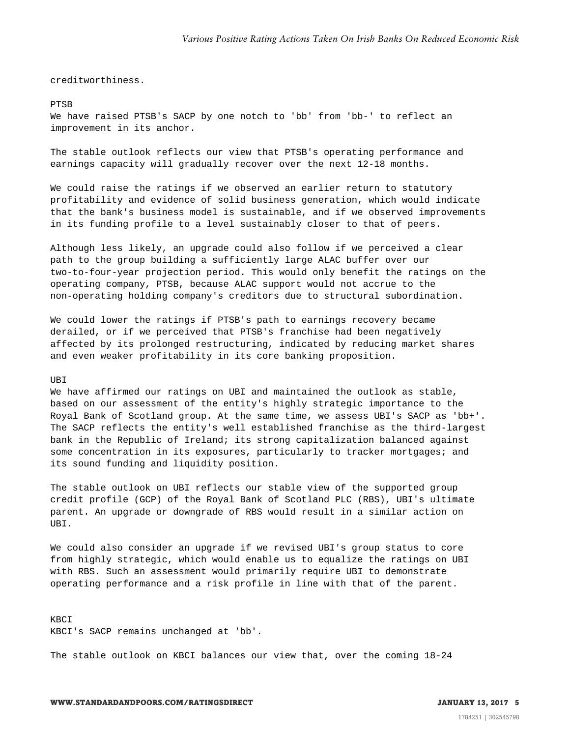creditworthiness.

### PTSB

We have raised PTSB's SACP by one notch to 'bb' from 'bb-' to reflect an improvement in its anchor.

The stable outlook reflects our view that PTSB's operating performance and earnings capacity will gradually recover over the next 12-18 months.

We could raise the ratings if we observed an earlier return to statutory profitability and evidence of solid business generation, which would indicate that the bank's business model is sustainable, and if we observed improvements in its funding profile to a level sustainably closer to that of peers.

Although less likely, an upgrade could also follow if we perceived a clear path to the group building a sufficiently large ALAC buffer over our two-to-four-year projection period. This would only benefit the ratings on the operating company, PTSB, because ALAC support would not accrue to the non-operating holding company's creditors due to structural subordination.

We could lower the ratings if PTSB's path to earnings recovery became derailed, or if we perceived that PTSB's franchise had been negatively affected by its prolonged restructuring, indicated by reducing market shares and even weaker profitability in its core banking proposition.

### UBI

We have affirmed our ratings on UBI and maintained the outlook as stable, based on our assessment of the entity's highly strategic importance to the Royal Bank of Scotland group. At the same time, we assess UBI's SACP as 'bb+'. The SACP reflects the entity's well established franchise as the third-largest bank in the Republic of Ireland; its strong capitalization balanced against some concentration in its exposures, particularly to tracker mortgages; and its sound funding and liquidity position.

The stable outlook on UBI reflects our stable view of the supported group credit profile (GCP) of the Royal Bank of Scotland PLC (RBS), UBI's ultimate parent. An upgrade or downgrade of RBS would result in a similar action on UBI.

We could also consider an upgrade if we revised UBI's group status to core from highly strategic, which would enable us to equalize the ratings on UBI with RBS. Such an assessment would primarily require UBI to demonstrate operating performance and a risk profile in line with that of the parent.

### KBCI

KBCI's SACP remains unchanged at 'bb'.

The stable outlook on KBCI balances our view that, over the coming 18-24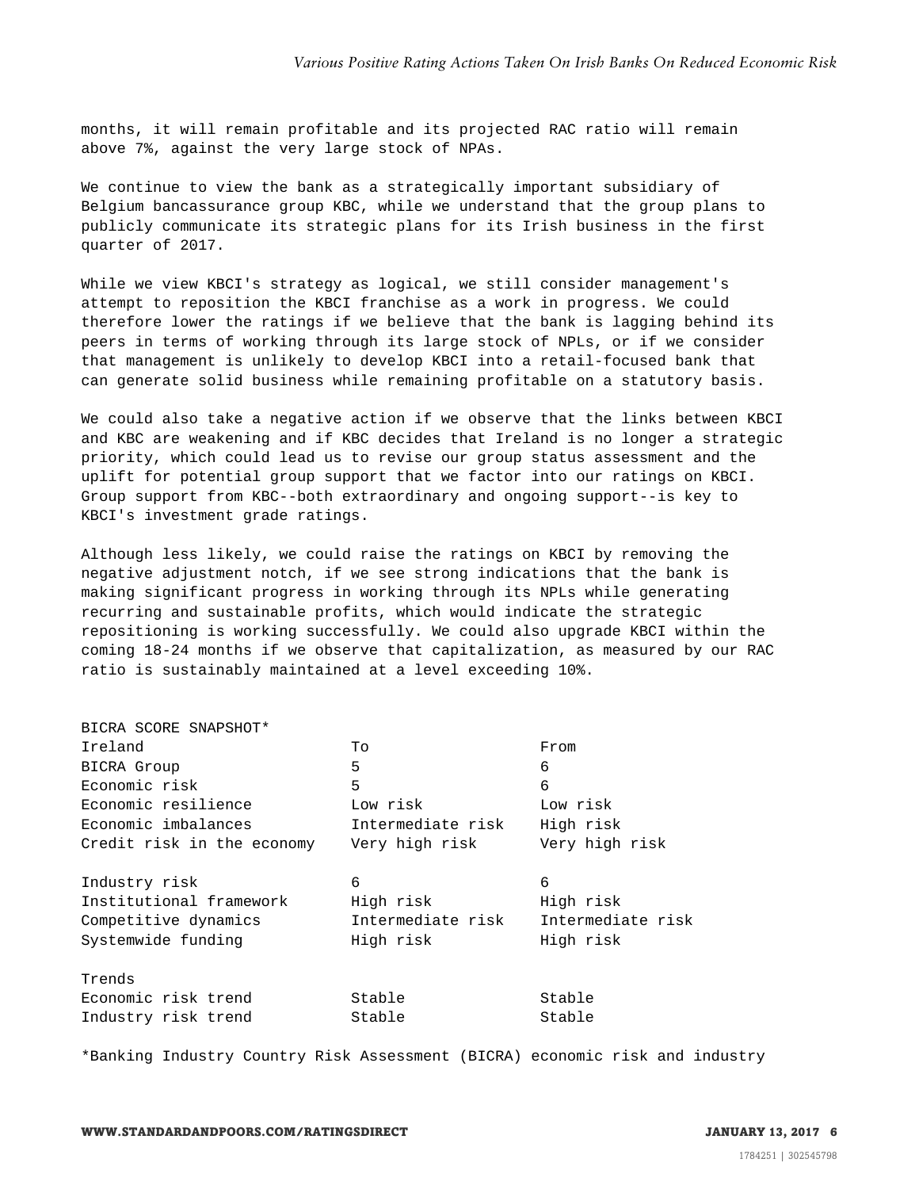months, it will remain profitable and its projected RAC ratio will remain above 7%, against the very large stock of NPAs.

We continue to view the bank as a strategically important subsidiary of Belgium bancassurance group KBC, while we understand that the group plans to publicly communicate its strategic plans for its Irish business in the first quarter of 2017.

While we view KBCI's strategy as logical, we still consider management's attempt to reposition the KBCI franchise as a work in progress. We could therefore lower the ratings if we believe that the bank is lagging behind its peers in terms of working through its large stock of NPLs, or if we consider that management is unlikely to develop KBCI into a retail-focused bank that can generate solid business while remaining profitable on a statutory basis.

We could also take a negative action if we observe that the links between KBCI and KBC are weakening and if KBC decides that Ireland is no longer a strategic priority, which could lead us to revise our group status assessment and the uplift for potential group support that we factor into our ratings on KBCI. Group support from KBC--both extraordinary and ongoing support--is key to KBCI's investment grade ratings.

Although less likely, we could raise the ratings on KBCI by removing the negative adjustment notch, if we see strong indications that the bank is making significant progress in working through its NPLs while generating recurring and sustainable profits, which would indicate the strategic repositioning is working successfully. We could also upgrade KBCI within the coming 18-24 months if we observe that capitalization, as measured by our RAC ratio is sustainably maintained at a level exceeding 10%.

BICRA SCORE SNAPSHOT*

| Ireland | To | From |
|---|---|---|
| BICRA Group | 5 | 6 |
| Economic risk | 5 | 6 |
| Economic resilience | Low risk | Low risk |
| Economic imbalances | Intermediate risk | High risk |
| Credit risk in the economy | Very high risk | Very high risk |
| | | |
| Industry risk | 6 | 6 |
| Institutional framework | High risk | High risk |
| Competitive dynamics | Intermediate risk | Intermediate risk |
| Systemwide funding | High risk | High risk |
| | | |
| Trends | | |
| Economic risk trend | Stable | Stable |
| Industry risk trend | Stable | Stable |

*Banking Industry Country Risk Assessment (BICRA) economic risk and industry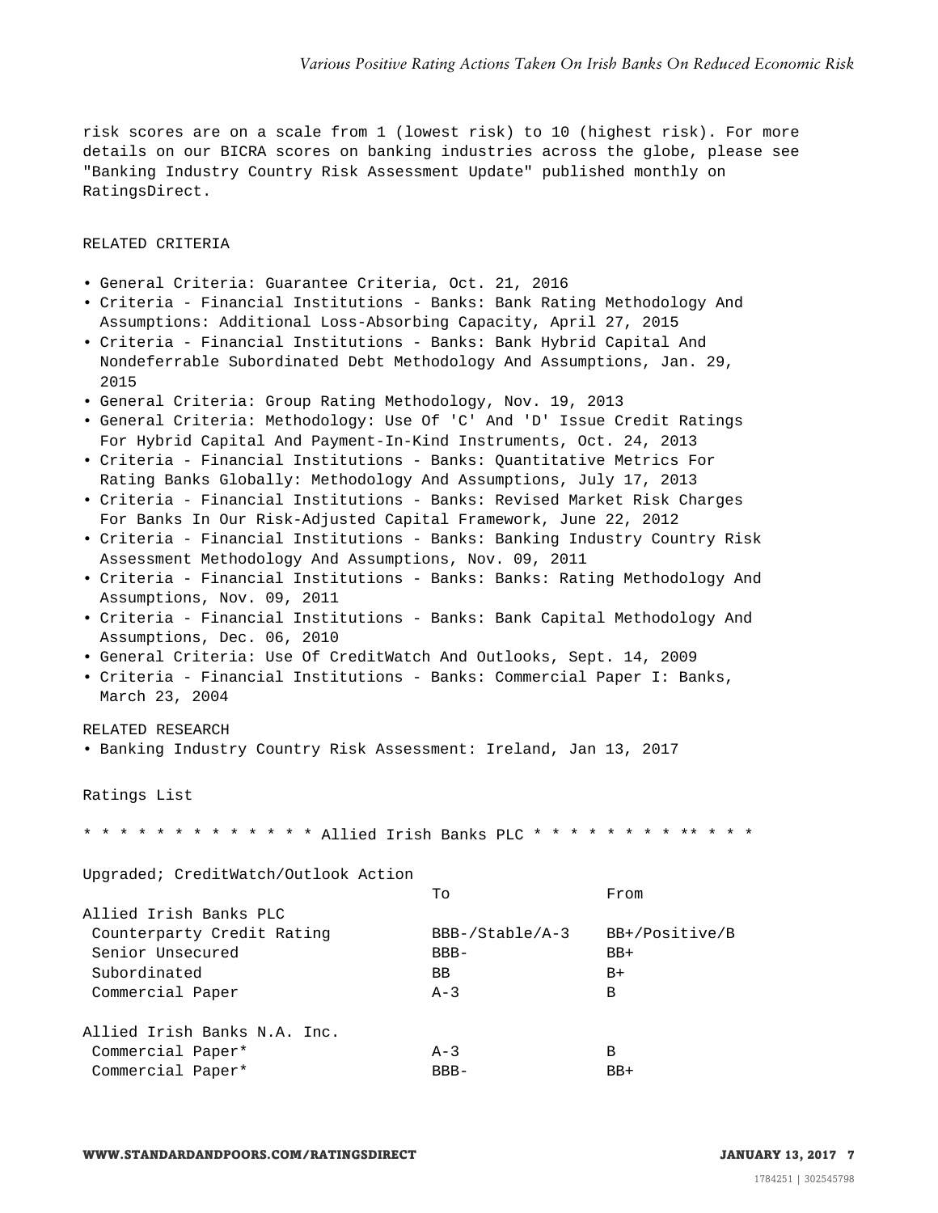risk scores are on a scale from 1 (lowest risk) to 10 (highest risk). For more details on our BICRA scores on banking industries across the globe, please see "Banking Industry Country Risk Assessment Update" published monthly on RatingsDirect.

## RELATED CRITERIA

- General Criteria: Guarantee Criteria, Oct. 21, 2016
- Criteria - Financial Institutions - Banks: Bank Rating Methodology And Assumptions: Additional Loss-Absorbing Capacity, April 27, 2015
- Criteria - Financial Institutions - Banks: Bank Hybrid Capital And Nondeferrable Subordinated Debt Methodology And Assumptions, Jan. 29, 2015
- General Criteria: Group Rating Methodology, Nov. 19, 2013
- General Criteria: Methodology: Use Of 'C' And 'D' Issue Credit Ratings For Hybrid Capital And Payment-In-Kind Instruments, Oct. 24, 2013
- Criteria - Financial Institutions - Banks: Quantitative Metrics For Rating Banks Globally: Methodology And Assumptions, July 17, 2013
- Criteria - Financial Institutions - Banks: Revised Market Risk Charges For Banks In Our Risk-Adjusted Capital Framework, June 22, 2012
- Criteria - Financial Institutions - Banks: Banking Industry Country Risk Assessment Methodology And Assumptions, Nov. 09, 2011
- Criteria - Financial Institutions - Banks: Banks: Rating Methodology And Assumptions, Nov. 09, 2011
- Criteria - Financial Institutions - Banks: Bank Capital Methodology And Assumptions, Dec. 06, 2010
- General Criteria: Use Of CreditWatch And Outlooks, Sept. 14, 2009
- Criteria - Financial Institutions - Banks: Commercial Paper I: Banks, March 23, 2004

## RELATED RESEARCH

- Banking Industry Country Risk Assessment: Ireland, Jan 13, 2017

## Ratings List

* * * * * * * * * * * * * Allied Irish Banks PLC * * * * * * * * * ** * * *

Upgraded; CreditWatch/Outlook Action

| | To | From |
|---|---|---|
| Allied Irish Banks PLC | | |
| Counterparty Credit Rating | BBB-/Stable/A-3 | BB+/Positive/B |
| Senior Unsecured | BBB- | BB+ |
| Subordinated | BB | B+ |
| Commercial Paper | A-3 | B |
| | | |
| Allied Irish Banks N.A. Inc. | | |
| Commercial Paper* | A-3 | B |
| Commercial Paper* | BBB- | BB+ |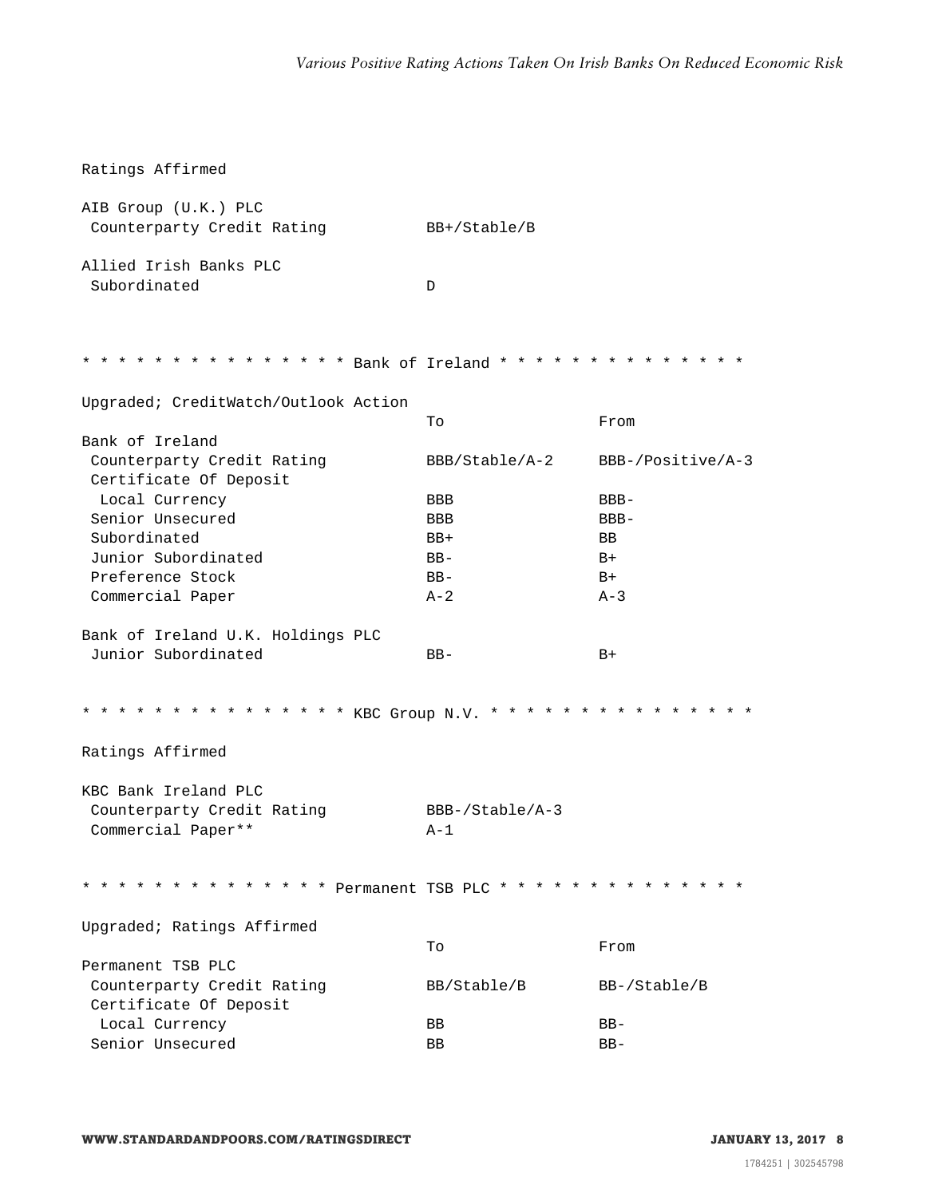Ratings Affirmed

| | |
|---|---|
| AIB Group (U.K.) PLC | |
| Counterparty Credit Rating | BB+/Stable/B |
| Allied Irish Banks PLC | |
| Subordinated | D |

* * * * * * * * * * * * * * * Bank of Ireland * * * * * * * * * * * * * *

Upgraded; CreditWatch/Outlook Action

| | To | From |
|---|---|---|
| Bank of Ireland | | |
| Counterparty Credit Rating | BBB/Stable/A-2 | BBB-/Positive/A-3 |
| Certificate Of Deposit | | |
| Local Currency | BBB | BBB- |
| Senior Unsecured | BBB | BBB- |
| Subordinated | BB+ | BB |
| Junior Subordinated | BB- | B+ |
| Preference Stock | BB- | B+ |
| Commercial Paper | A-2 | A-3 |
| Bank of Ireland U.K. Holdings PLC | | |
| Junior Subordinated | BB- | B+ |

* * * * * * * * * * * * * * * KBC Group N.V. * * * * * * * * * * * * * * *

Ratings Affirmed

| | |
|---|---|
| KBC Bank Ireland PLC | |
| Counterparty Credit Rating | BBB-/Stable/A-3 |
| Commercial Paper** | A-1 |

* * * * * * * * * * * * * * Permanent TSB PLC * * * * * * * * * * * * * *

Upgraded; Ratings Affirmed

| | To | From |
|---|---|---|
| Permanent TSB PLC | | |
| Counterparty Credit Rating | BB/Stable/B | BB-/Stable/B |
| Certificate Of Deposit | | |
| Local Currency | BB | BB- |
| Senior Unsecured | BB | BB- |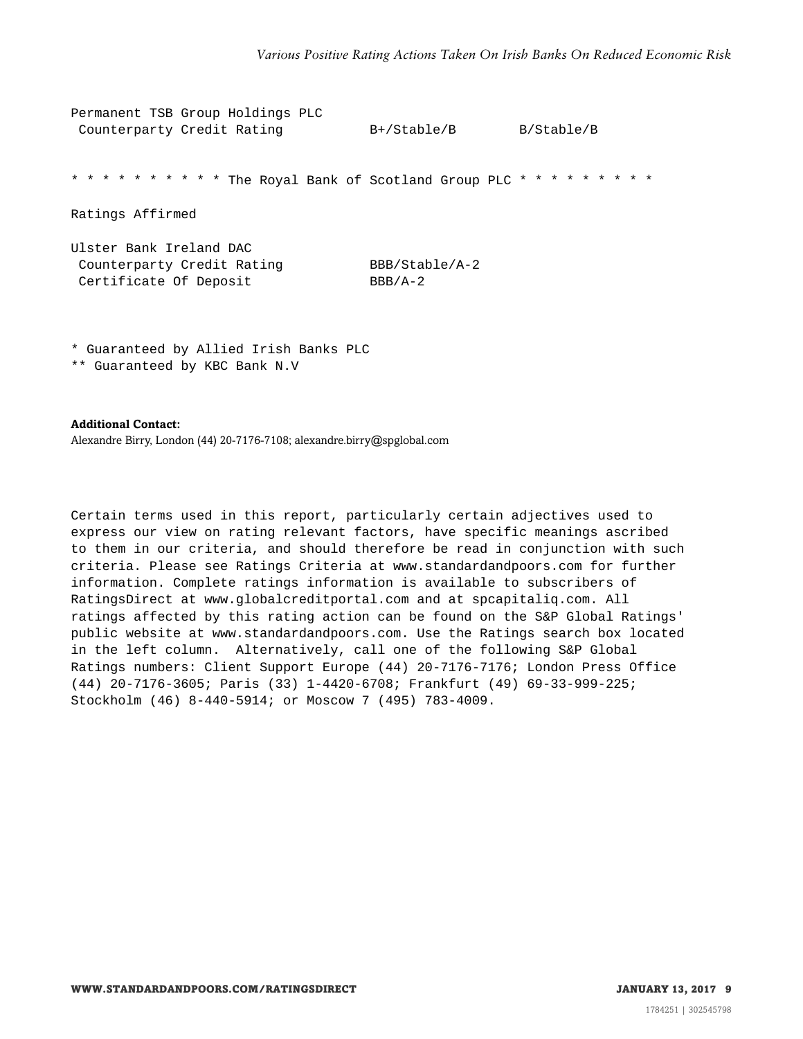| | | |
|---|---|---|
| Permanent TSB Group Holdings PLC | | |
| Counterparty Credit Rating | B+/Stable/B | B/Stable/B |

* * * * * * * * * * The Royal Bank of Scotland Group PLC * * * * * * * * *

Ratings Affirmed

| | |
|---|---|
| Ulster Bank Ireland DAC | |
| Counterparty Credit Rating | BBB/Stable/A-2 |
| Certificate Of Deposit | BBB/A-2 |

\* Guaranteed by Allied Irish Banks PLC
\*\* Guaranteed by KBC Bank N.V

**Additional Contact:**
Alexandre Birry, London (44) 20-7176-7108; alexandre.birry@spglobal.com

Certain terms used in this report, particularly certain adjectives used to express our view on rating relevant factors, have specific meanings ascribed to them in our criteria, and should therefore be read in conjunction with such criteria. Please see Ratings Criteria at www.standardandpoors.com for further information. Complete ratings information is available to subscribers of RatingsDirect at www.globalcreditportal.com and at spcapitaliq.com. All ratings affected by this rating action can be found on the S&P Global Ratings' public website at www.standardandpoors.com. Use the Ratings search box located in the left column. Alternatively, call one of the following S&P Global Ratings numbers: Client Support Europe (44) 20-7176-7176; London Press Office (44) 20-7176-3605; Paris (33) 1-4420-6708; Frankfurt (49) 69-33-999-225; Stockholm (46) 8-440-5914; or Moscow 7 (495) 783-4009.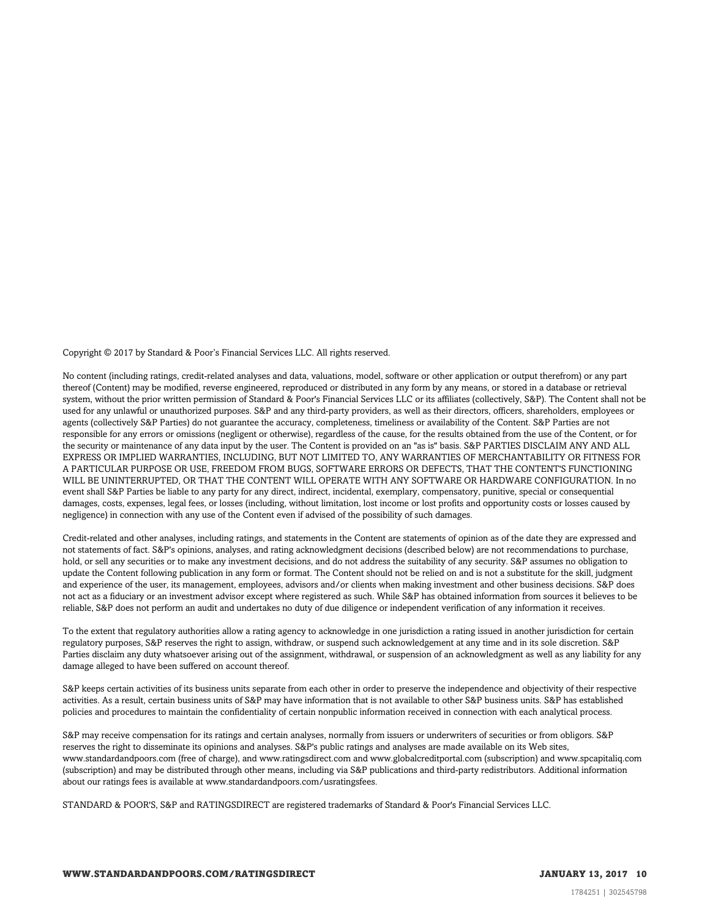Copyright © 2017 by Standard & Poor’s Financial Services LLC. All rights reserved.

No content (including ratings, credit-related analyses and data, valuations, model, software or other application or output therefrom) or any part thereof (Content) may be modified, reverse engineered, reproduced or distributed in any form by any means, or stored in a database or retrieval system, without the prior written permission of Standard & Poor's Financial Services LLC or its affiliates (collectively, S&P). The Content shall not be used for any unlawful or unauthorized purposes. S&P and any third-party providers, as well as their directors, officers, shareholders, employees or agents (collectively S&P Parties) do not guarantee the accuracy, completeness, timeliness or availability of the Content. S&P Parties are not responsible for any errors or omissions (negligent or otherwise), regardless of the cause, for the results obtained from the use of the Content, or for the security or maintenance of any data input by the user. The Content is provided on an "as is" basis. S&P PARTIES DISCLAIM ANY AND ALL EXPRESS OR IMPLIED WARRANTIES, INCLUDING, BUT NOT LIMITED TO, ANY WARRANTIES OF MERCHANTABILITY OR FITNESS FOR A PARTICULAR PURPOSE OR USE, FREEDOM FROM BUGS, SOFTWARE ERRORS OR DEFECTS, THAT THE CONTENT'S FUNCTIONING WILL BE UNINTERRUPTED, OR THAT THE CONTENT WILL OPERATE WITH ANY SOFTWARE OR HARDWARE CONFIGURATION. In no event shall S&P Parties be liable to any party for any direct, indirect, incidental, exemplary, compensatory, punitive, special or consequential damages, costs, expenses, legal fees, or losses (including, without limitation, lost income or lost profits and opportunity costs or losses caused by negligence) in connection with any use of the Content even if advised of the possibility of such damages.

Credit-related and other analyses, including ratings, and statements in the Content are statements of opinion as of the date they are expressed and not statements of fact. S&P's opinions, analyses, and rating acknowledgment decisions (described below) are not recommendations to purchase, hold, or sell any securities or to make any investment decisions, and do not address the suitability of any security. S&P assumes no obligation to update the Content following publication in any form or format. The Content should not be relied on and is not a substitute for the skill, judgment and experience of the user, its management, employees, advisors and/or clients when making investment and other business decisions. S&P does not act as a fiduciary or an investment advisor except where registered as such. While S&P has obtained information from sources it believes to be reliable, S&P does not perform an audit and undertakes no duty of due diligence or independent verification of any information it receives.

To the extent that regulatory authorities allow a rating agency to acknowledge in one jurisdiction a rating issued in another jurisdiction for certain regulatory purposes, S&P reserves the right to assign, withdraw, or suspend such acknowledgement at any time and in its sole discretion. S&P Parties disclaim any duty whatsoever arising out of the assignment, withdrawal, or suspension of an acknowledgment as well as any liability for any damage alleged to have been suffered on account thereof.

S&P keeps certain activities of its business units separate from each other in order to preserve the independence and objectivity of their respective activities. As a result, certain business units of S&P may have information that is not available to other S&P business units. S&P has established policies and procedures to maintain the confidentiality of certain nonpublic information received in connection with each analytical process.

S&P may receive compensation for its ratings and certain analyses, normally from issuers or underwriters of securities or from obligors. S&P reserves the right to disseminate its opinions and analyses. S&P's public ratings and analyses are made available on its Web sites, www.standardandpoors.com (free of charge), and www.ratingsdirect.com and www.globalcreditportal.com (subscription) and www.spcapitaliq.com (subscription) and may be distributed through other means, including via S&P publications and third-party redistributors. Additional information about our ratings fees is available at www.standardandpoors.com/usratingsfees.

STANDARD & POOR'S, S&P and RATINGSDIRECT are registered trademarks of Standard & Poor's Financial Services LLC.